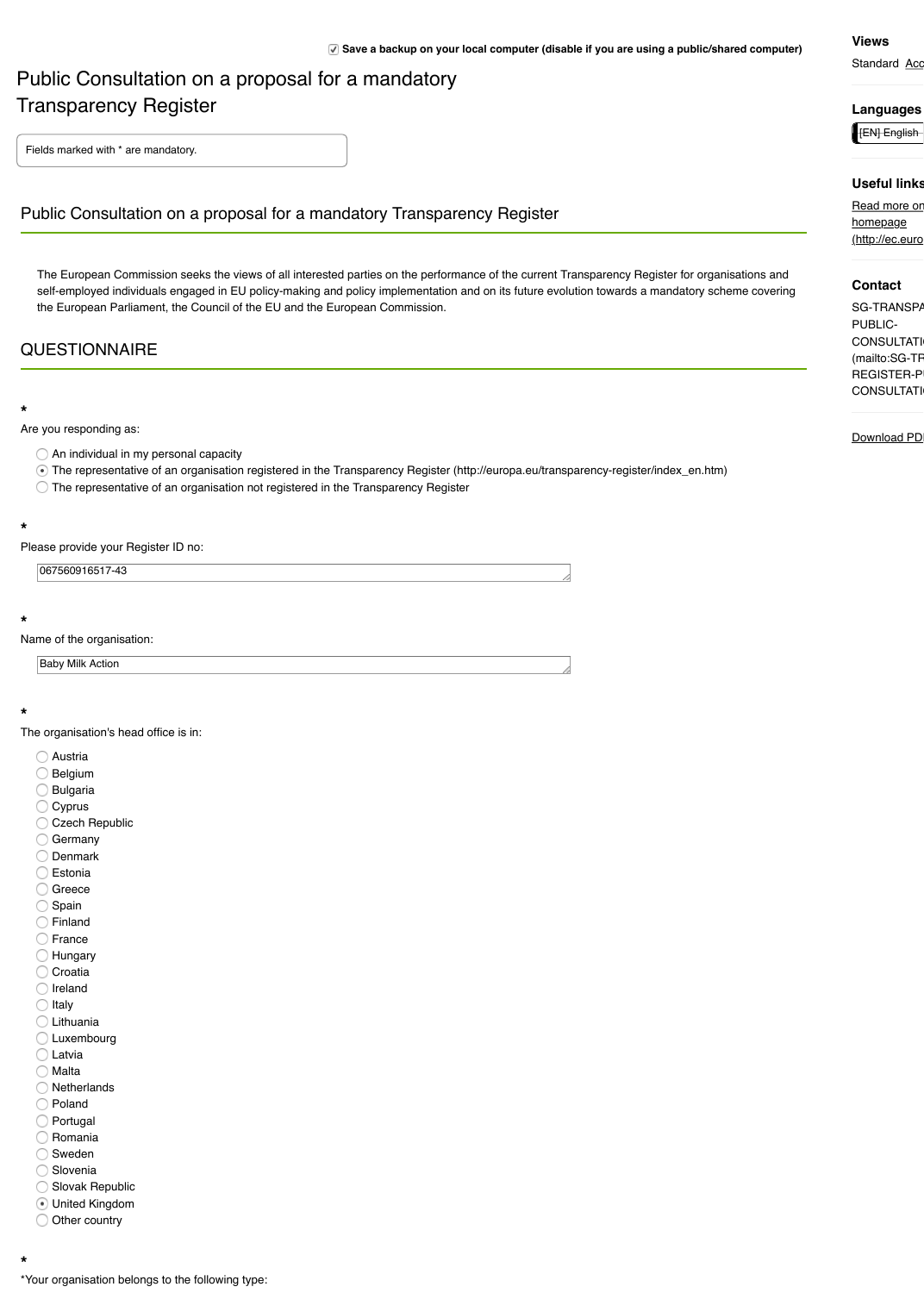☑ Save a backup on your local computer (disable if you are using a public/shared computer)

# Public Consultation on a proposal for a mandatory Transparency Register

Fields marked with * are mandatory.

## Public Consultation on a proposal for a mandatory Transparency Register

The European Commission seeks the views of all interested parties on the performance of the current Transparency Register for organisations and self-employed individuals engaged in EU policy-making and policy implementation and on its future evolution towards a mandatory scheme covering the European Parliament, the Council of the EU and the European Commission.

## QUESTIONNAIRE

*

Are you responding as:

- ○ An individual in my personal capacity
- ◉ The representative of an organisation registered in the Transparency Register (http://europa.eu/transparency-register/index_en.htm)
- ○ The representative of an organisation not registered in the Transparency Register

*

Please provide your Register ID no:

067560916517-43

*

Name of the organisation:

Baby Milk Action

*

The organisation's head office is in:

- ○ Austria
- ○ Belgium
- ○ Bulgaria
- ○ Cyprus
- ○ Czech Republic
- ○ Germany
- ○ Denmark
- ○ Estonia
- ○ Greece
- ○ Spain
- ○ Finland
- ○ France
- ○ Hungary
- ○ Croatia
- ○ Ireland
- ○ Italy
- ○ Lithuania
- ○ Luxembourg
- ○ Latvia
- ○ Malta
- ○ Netherlands
- ○ Poland
- ○ Portugal
- ○ Romania
- ○ Sweden
- ○ Slovenia
- ○ Slovak Republic
- ◉ United Kingdom
- ○ Other country

*

*Your organisation belongs to the following type:

**Views**

Standard Acc

**Languages**

[EN] English

**Useful links**

Read more on homepage (http://ec.euro

**Contact**

SG-TRANSPA PUBLIC-CONSULTATI (mailto:SG-TR REGISTER-P CONSULTATI

Download PD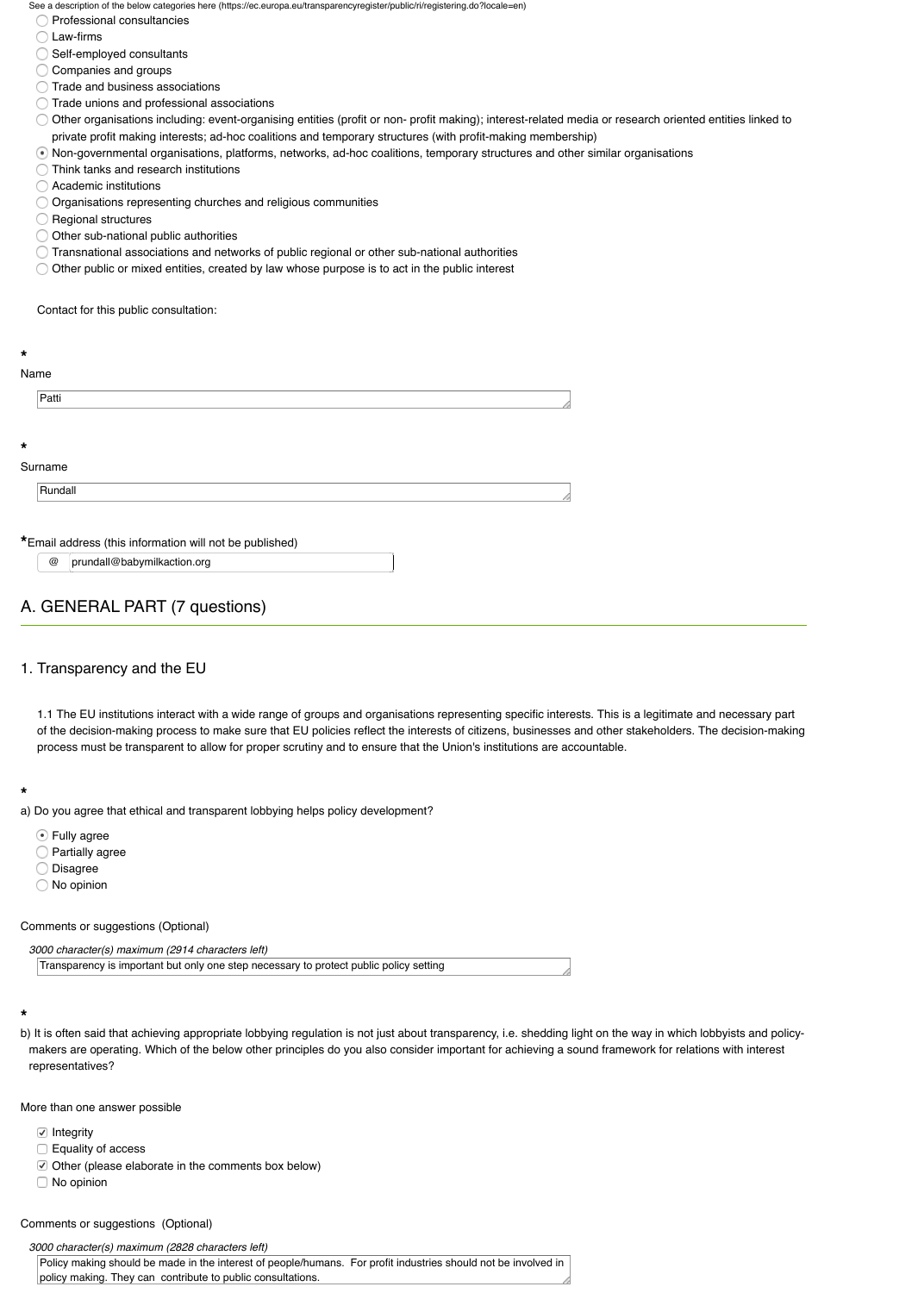See a description of the below categories here (https://ec.europa.eu/transparencyregister/public/ri/registering.do?locale=en)

- ◯ Professional consultancies
- ◯ Law-firms
- ◯ Self-employed consultants
- ◯ Companies and groups
- ◯ Trade and business associations
- ◯ Trade unions and professional associations
- ◯ Other organisations including: event-organising entities (profit or non- profit making); interest-related media or research oriented entities linked to private profit making interests; ad-hoc coalitions and temporary structures (with profit-making membership)
- ◉ Non-governmental organisations, platforms, networks, ad-hoc coalitions, temporary structures and other similar organisations
- ◯ Think tanks and research institutions
- ◯ Academic institutions
- ◯ Organisations representing churches and religious communities
- ◯ Regional structures
- ◯ Other sub-national public authorities
- ◯ Transnational associations and networks of public regional or other sub-national authorities
- ◯ Other public or mixed entities, created by law whose purpose is to act in the public interest

Contact for this public consultation:

*
Name

Patti

*
Surname

Rundall

*Email address (this information will not be published)

@ prundall@babymilkaction.org

## A. GENERAL PART (7 questions)

### 1. Transparency and the EU

1.1 The EU institutions interact with a wide range of groups and organisations representing specific interests. This is a legitimate and necessary part of the decision-making process to make sure that EU policies reflect the interests of citizens, businesses and other stakeholders. The decision-making process must be transparent to allow for proper scrutiny and to ensure that the Union's institutions are accountable.

*
a) Do you agree that ethical and transparent lobbying helps policy development?

- ◉ Fully agree
- ◯ Partially agree
- ◯ Disagree
- ◯ No opinion

Comments or suggestions (Optional)

*3000 character(s) maximum (2914 characters left)*

Transparency is important but only one step necessary to protect public policy setting

*
b) It is often said that achieving appropriate lobbying regulation is not just about transparency, i.e. shedding light on the way in which lobbyists and policy-makers are operating. Which of the below other principles do you also consider important for achieving a sound framework for relations with interest representatives?

More than one answer possible

- ☑ Integrity
- ☐ Equality of access
- ☑ Other (please elaborate in the comments box below)
- ☐ No opinion

Comments or suggestions (Optional)

*3000 character(s) maximum (2828 characters left)*

Policy making should be made in the interest of people/humans. For profit industries should not be involved in policy making. They can contribute to public consultations.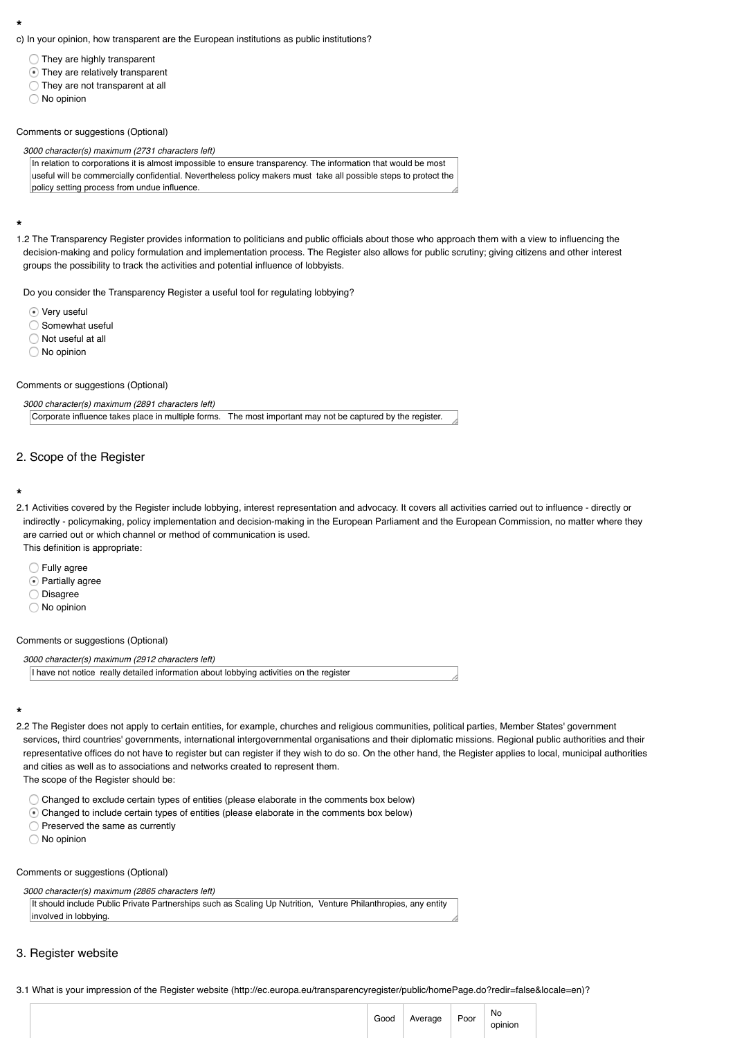*

c) In your opinion, how transparent are the European institutions as public institutions?

- ( ) They are highly transparent
- (•) They are relatively transparent
- ( ) They are not transparent at all
- ( ) No opinion

Comments or suggestions (Optional)

*3000 character(s) maximum (2731 characters left)*

In relation to corporations it is almost impossible to ensure transparency. The information that would be most useful will be commercially confidential. Nevertheless policy makers must take all possible steps to protect the policy setting process from undue influence.

*

1.2 The Transparency Register provides information to politicians and public officials about those who approach them with a view to influencing the decision-making and policy formulation and implementation process. The Register also allows for public scrutiny; giving citizens and other interest groups the possibility to track the activities and potential influence of lobbyists.

Do you consider the Transparency Register a useful tool for regulating lobbying?

- (•) Very useful
- ( ) Somewhat useful
- ( ) Not useful at all
- ( ) No opinion

Comments or suggestions (Optional)

*3000 character(s) maximum (2891 characters left)*

Corporate influence takes place in multiple forms. The most important may not be captured by the register.

## 2. Scope of the Register

*

2.1 Activities covered by the Register include lobbying, interest representation and advocacy. It covers all activities carried out to influence - directly or indirectly - policymaking, policy implementation and decision-making in the European Parliament and the European Commission, no matter where they are carried out or which channel or method of communication is used.
This definition is appropriate:

- ( ) Fully agree
- (•) Partially agree
- ( ) Disagree
- ( ) No opinion

Comments or suggestions (Optional)

*3000 character(s) maximum (2912 characters left)*

I have not notice really detailed information about lobbying activities on the register

*

2.2 The Register does not apply to certain entities, for example, churches and religious communities, political parties, Member States' government services, third countries' governments, international intergovernmental organisations and their diplomatic missions. Regional public authorities and their representative offices do not have to register but can register if they wish to do so. On the other hand, the Register applies to local, municipal authorities and cities as well as to associations and networks created to represent them.
The scope of the Register should be:

- ( ) Changed to exclude certain types of entities (please elaborate in the comments box below)
- (•) Changed to include certain types of entities (please elaborate in the comments box below)
- ( ) Preserved the same as currently
- ( ) No opinion

Comments or suggestions (Optional)

*3000 character(s) maximum (2865 characters left)*

It should include Public Private Partnerships such as Scaling Up Nutrition, Venture Philanthropies, any entity involved in lobbying.

## 3. Register website

3.1 What is your impression of the Register website (http://ec.europa.eu/transparencyregister/public/homePage.do?redir=false&locale=en)?

| | Good | Average | Poor | No opinion |
|---|---|---|---|---|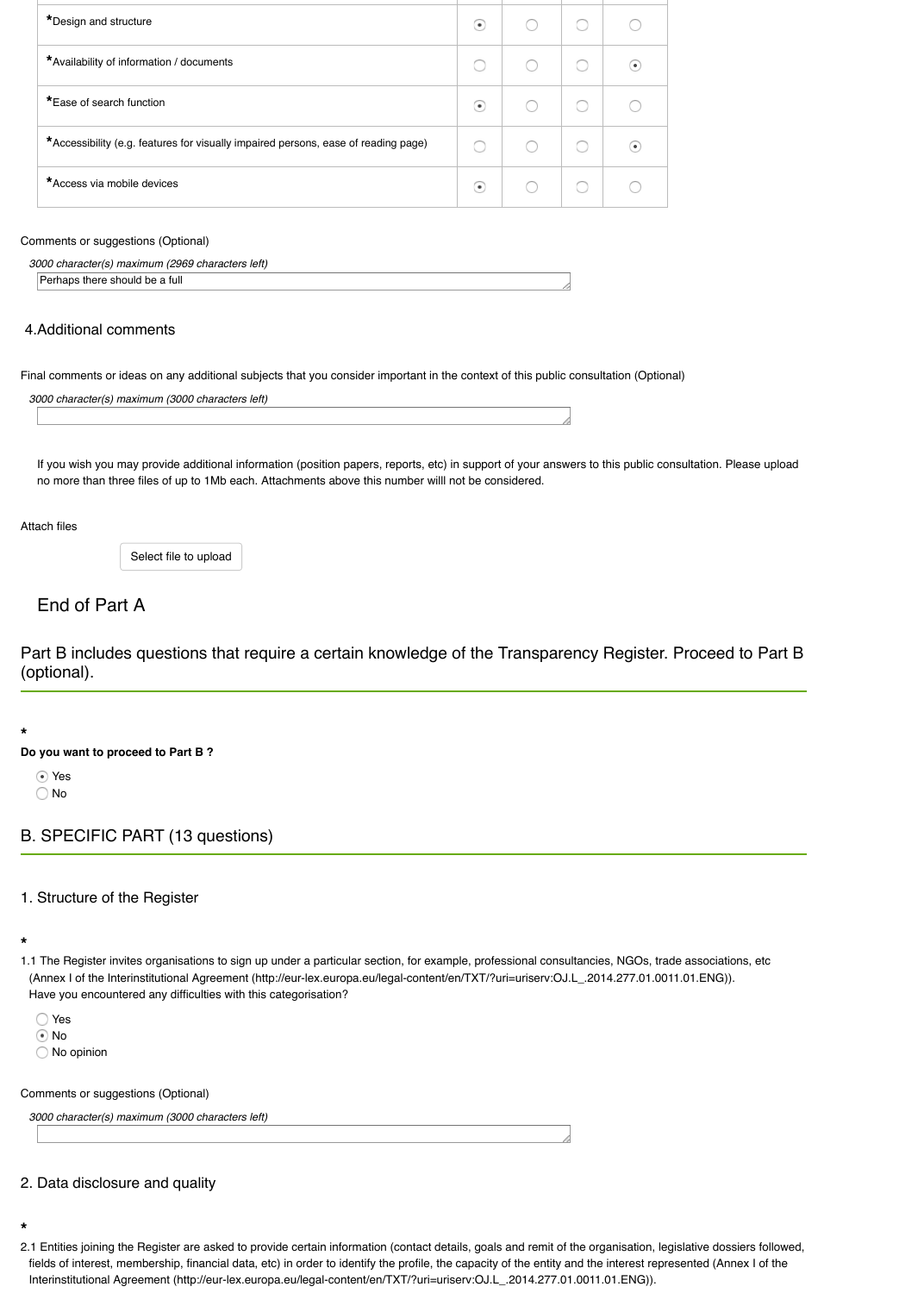| | | | | |
|---|---|---|---|---|
| *Design and structure | ◉ | ○ | ○ | ○ |
| *Availability of information / documents | ○ | ○ | ○ | ◉ |
| *Ease of search function | ◉ | ○ | ○ | ○ |
| *Accessibility (e.g. features for visually impaired persons, ease of reading page) | ○ | ○ | ○ | ◉ |
| *Access via mobile devices | ◉ | ○ | ○ | ○ |

Comments or suggestions (Optional)

*3000 character(s) maximum (2969 characters left)*

Perhaps there should be a full

## 4.Additional comments

Final comments or ideas on any additional subjects that you consider important in the context of this public consultation (Optional)

*3000 character(s) maximum (3000 characters left)*

If you wish you may provide additional information (position papers, reports, etc) in support of your answers to this public consultation. Please upload no more than three files of up to 1Mb each. Attachments above this number willl not be considered.

Attach files

Select file to upload

## End of Part A

Part B includes questions that require a certain knowledge of the Transparency Register. Proceed to Part B (optional).

*

**Do you want to proceed to Part B ?**

- ◉ Yes
- ○ No

# B. SPECIFIC PART (13 questions)

## 1. Structure of the Register

*

1.1 The Register invites organisations to sign up under a particular section, for example, professional consultancies, NGOs, trade associations, etc (Annex I of the Interinstitutional Agreement (http://eur-lex.europa.eu/legal-content/en/TXT/?uri=uriserv:OJ.L_.2014.277.01.0011.01.ENG)).
Have you encountered any difficulties with this categorisation?

- ○ Yes
- ◉ No
- ○ No opinion

Comments or suggestions (Optional)

*3000 character(s) maximum (3000 characters left)*

## 2. Data disclosure and quality

*

2.1 Entities joining the Register are asked to provide certain information (contact details, goals and remit of the organisation, legislative dossiers followed, fields of interest, membership, financial data, etc) in order to identify the profile, the capacity of the entity and the interest represented (Annex I of the Interinstitutional Agreement (http://eur-lex.europa.eu/legal-content/en/TXT/?uri=uriserv:OJ.L_.2014.277.01.0011.01.ENG)).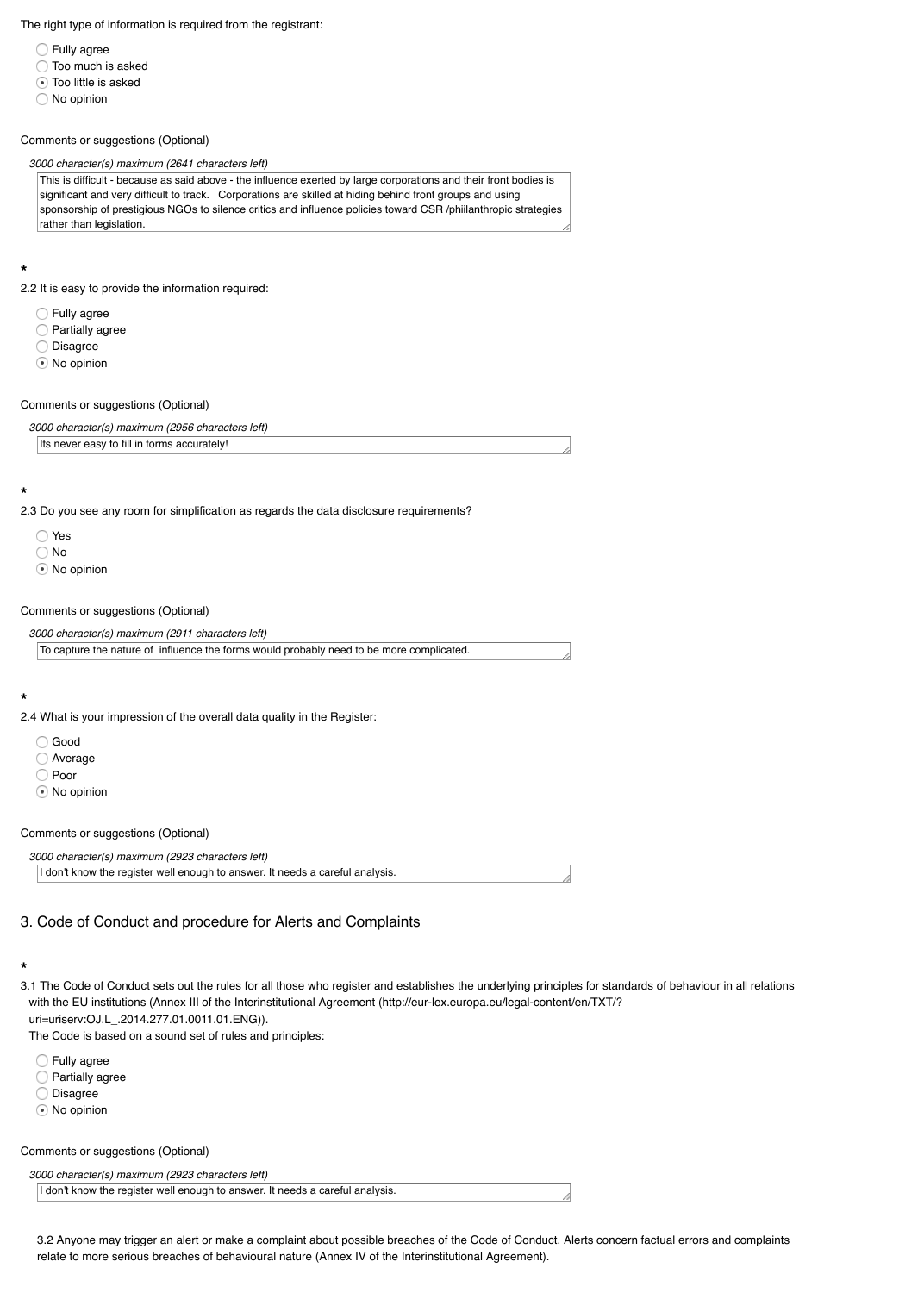The right type of information is required from the registrant:

- ( ) Fully agree
- ( ) Too much is asked
- (•) Too little is asked
- ( ) No opinion

Comments or suggestions (Optional)

*3000 character(s) maximum (2641 characters left)*

This is difficult - because as said above - the influence exerted by large corporations and their front bodies is significant and very difficult to track. Corporations are skilled at hiding behind front groups and using sponsorship of prestigious NGOs to silence critics and influence policies toward CSR /phiilanthropic strategies rather than legislation.

*

2.2 It is easy to provide the information required:

- ( ) Fully agree
- ( ) Partially agree
- ( ) Disagree
- (•) No opinion

Comments or suggestions (Optional)

*3000 character(s) maximum (2956 characters left)*

Its never easy to fill in forms accurately!

*

2.3 Do you see any room for simplification as regards the data disclosure requirements?

- ( ) Yes
- ( ) No
- (•) No opinion

Comments or suggestions (Optional)

*3000 character(s) maximum (2911 characters left)*

To capture the nature of influence the forms would probably need to be more complicated.

*

2.4 What is your impression of the overall data quality in the Register:

- ( ) Good
- ( ) Average
- ( ) Poor
- (•) No opinion

Comments or suggestions (Optional)

*3000 character(s) maximum (2923 characters left)*

I don't know the register well enough to answer. It needs a careful analysis.

## 3. Code of Conduct and procedure for Alerts and Complaints

*

3.1 The Code of Conduct sets out the rules for all those who register and establishes the underlying principles for standards of behaviour in all relations with the EU institutions (Annex III of the Interinstitutional Agreement (http://eur-lex.europa.eu/legal-content/en/TXT/?uri=uriserv:OJ.L_.2014.277.01.0011.01.ENG)).
The Code is based on a sound set of rules and principles:

- ( ) Fully agree
- ( ) Partially agree
- ( ) Disagree
- (•) No opinion

Comments or suggestions (Optional)

*3000 character(s) maximum (2923 characters left)*

I don't know the register well enough to answer. It needs a careful analysis.

3.2 Anyone may trigger an alert or make a complaint about possible breaches of the Code of Conduct. Alerts concern factual errors and complaints relate to more serious breaches of behavioural nature (Annex IV of the Interinstitutional Agreement).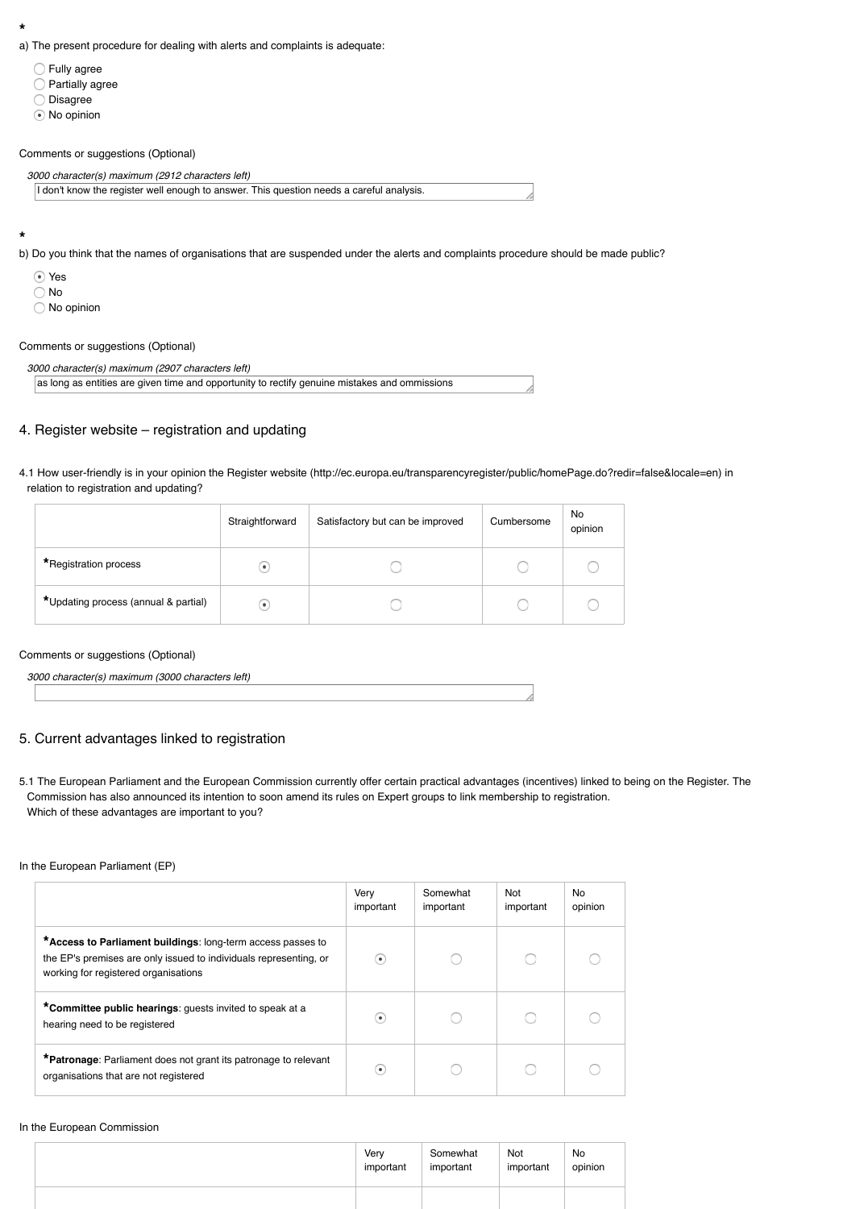\*

a) The present procedure for dealing with alerts and complaints is adequate:

- ◯ Fully agree
- ◯ Partially agree
- ◯ Disagree
- ⦿ No opinion

Comments or suggestions (Optional)

*3000 character(s) maximum (2912 characters left)*

I don't know the register well enough to answer. This question needs a careful analysis.

\*

b) Do you think that the names of organisations that are suspended under the alerts and complaints procedure should be made public?

- ⦿ Yes
- ◯ No
- ◯ No opinion

Comments or suggestions (Optional)

*3000 character(s) maximum (2907 characters left)*

as long as entities are given time and opportunity to rectify genuine mistakes and ommissions

## 4. Register website – registration and updating

4.1 How user-friendly is in your opinion the Register website (http://ec.europa.eu/transparencyregister/public/homePage.do?redir=false&locale=en) in relation to registration and updating?

| | Straightforward | Satisfactory but can be improved | Cumbersome | No opinion |
|---|---|---|---|---|
| \*Registration process | ⦿ | ◯ | ◯ | ◯ |
| \*Updating process (annual & partial) | ⦿ | ◯ | ◯ | ◯ |

Comments or suggestions (Optional)

*3000 character(s) maximum (3000 characters left)*

## 5. Current advantages linked to registration

5.1 The European Parliament and the European Commission currently offer certain practical advantages (incentives) linked to being on the Register. The Commission has also announced its intention to soon amend its rules on Expert groups to link membership to registration.
Which of these advantages are important to you?

In the European Parliament (EP)

| | Very important | Somewhat important | Not important | No opinion |
|---|---|---|---|---|
| \***Access to Parliament buildings**: long-term access passes to the EP's premises are only issued to individuals representing, or working for registered organisations | ⦿ | ◯ | ◯ | ◯ |
| \***Committee public hearings**: guests invited to speak at a hearing need to be registered | ⦿ | ◯ | ◯ | ◯ |
| \***Patronage**: Parliament does not grant its patronage to relevant organisations that are not registered | ⦿ | ◯ | ◯ | ◯ |

In the European Commission

| | Very important | Somewhat important | Not important | No opinion |
|---|---|---|---|---|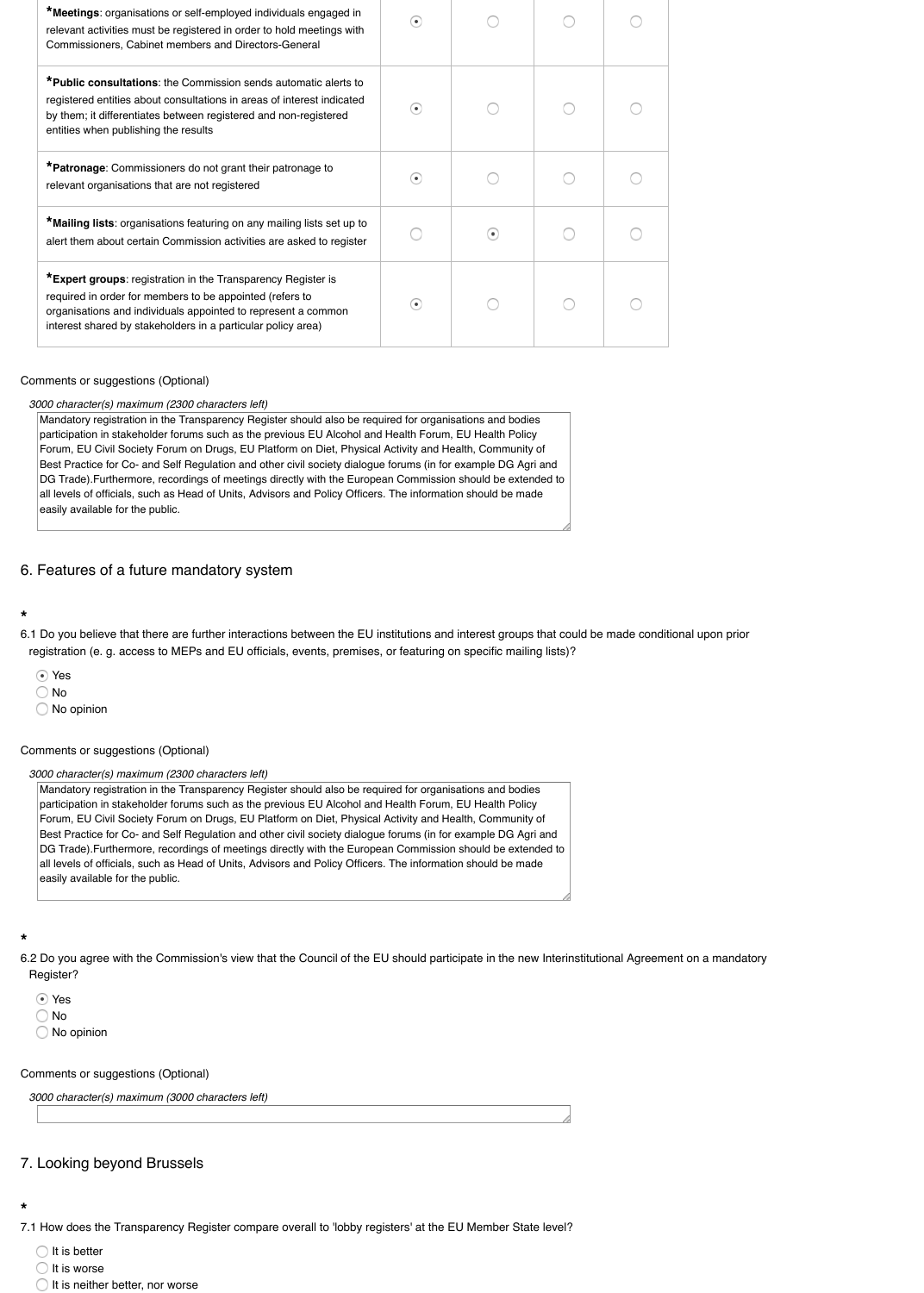| | | | | |
|---|---|---|---|---|
| ***Meetings**: organisations or self-employed individuals engaged in relevant activities must be registered in order to hold meetings with Commissioners, Cabinet members and Directors-General | ◉ | ○ | ○ | ○ |
| ***Public consultations**: the Commission sends automatic alerts to registered entities about consultations in areas of interest indicated by them; it differentiates between registered and non-registered entities when publishing the results | ◉ | ○ | ○ | ○ |
| ***Patronage**: Commissioners do not grant their patronage to relevant organisations that are not registered | ◉ | ○ | ○ | ○ |
| ***Mailing lists**: organisations featuring on any mailing lists set up to alert them about certain Commission activities are asked to register | ○ | ◉ | ○ | ○ |
| ***Expert groups**: registration in the Transparency Register is required in order for members to be appointed (refers to organisations and individuals appointed to represent a common interest shared by stakeholders in a particular policy area) | ◉ | ○ | ○ | ○ |

Comments or suggestions (Optional)

*3000 character(s) maximum (2300 characters left)*

Mandatory registration in the Transparency Register should also be required for organisations and bodies participation in stakeholder forums such as the previous EU Alcohol and Health Forum, EU Health Policy Forum, EU Civil Society Forum on Drugs, EU Platform on Diet, Physical Activity and Health, Community of Best Practice for Co- and Self Regulation and other civil society dialogue forums (in for example DG Agri and DG Trade).Furthermore, recordings of meetings directly with the European Commission should be extended to all levels of officials, such as Head of Units, Advisors and Policy Officers. The information should be made easily available for the public.

## 6. Features of a future mandatory system

*

6.1 Do you believe that there are further interactions between the EU institutions and interest groups that could be made conditional upon prior registration (e. g. access to MEPs and EU officials, events, premises, or featuring on specific mailing lists)?

- ◉ Yes
- ○ No
- ○ No opinion

Comments or suggestions (Optional)

*3000 character(s) maximum (2300 characters left)*

Mandatory registration in the Transparency Register should also be required for organisations and bodies participation in stakeholder forums such as the previous EU Alcohol and Health Forum, EU Health Policy Forum, EU Civil Society Forum on Drugs, EU Platform on Diet, Physical Activity and Health, Community of Best Practice for Co- and Self Regulation and other civil society dialogue forums (in for example DG Agri and DG Trade).Furthermore, recordings of meetings directly with the European Commission should be extended to all levels of officials, such as Head of Units, Advisors and Policy Officers. The information should be made easily available for the public.

*

6.2 Do you agree with the Commission's view that the Council of the EU should participate in the new Interinstitutional Agreement on a mandatory Register?

- ◉ Yes
- ○ No
- ○ No opinion

Comments or suggestions (Optional)

*3000 character(s) maximum (3000 characters left)*

## 7. Looking beyond Brussels

*

7.1 How does the Transparency Register compare overall to 'lobby registers' at the EU Member State level?

- ○ It is better
- ○ It is worse
- ○ It is neither better, nor worse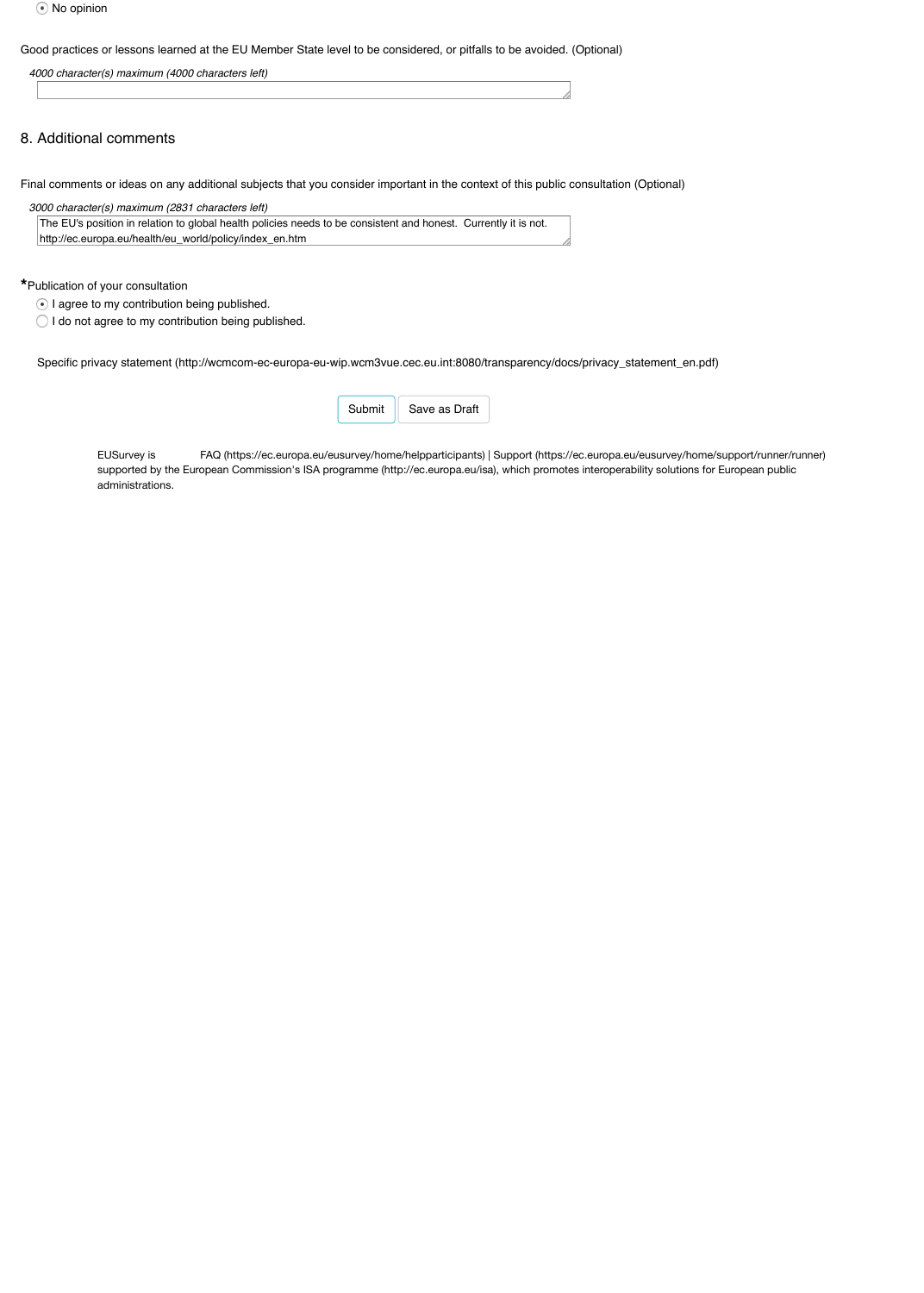(•) No opinion

Good practices or lessons learned at the EU Member State level to be considered, or pitfalls to be avoided. (Optional)

*4000 character(s) maximum (4000 characters left)*

## 8. Additional comments

Final comments or ideas on any additional subjects that you consider important in the context of this public consultation (Optional)

*3000 character(s) maximum (2831 characters left)*

The EU's position in relation to global health policies needs to be consistent and honest. Currently it is not.
http://ec.europa.eu/health/eu_world/policy/index_en.htm

*Publication of your consultation

(•) I agree to my contribution being published.

( ) I do not agree to my contribution being published.

Specific privacy statement (http://wcmcom-ec-europa-eu-wip.wcm3vue.cec.eu.int:8080/transparency/docs/privacy_statement_en.pdf)

Submit | Save as Draft

EUSurvey is supported by the European Commission's ISA programme (http://ec.europa.eu/isa), which promotes interoperability solutions for European public administrations.

FAQ (https://ec.europa.eu/eusurvey/home/helpparticipants) | Support (https://ec.europa.eu/eusurvey/home/support/runner/runner)